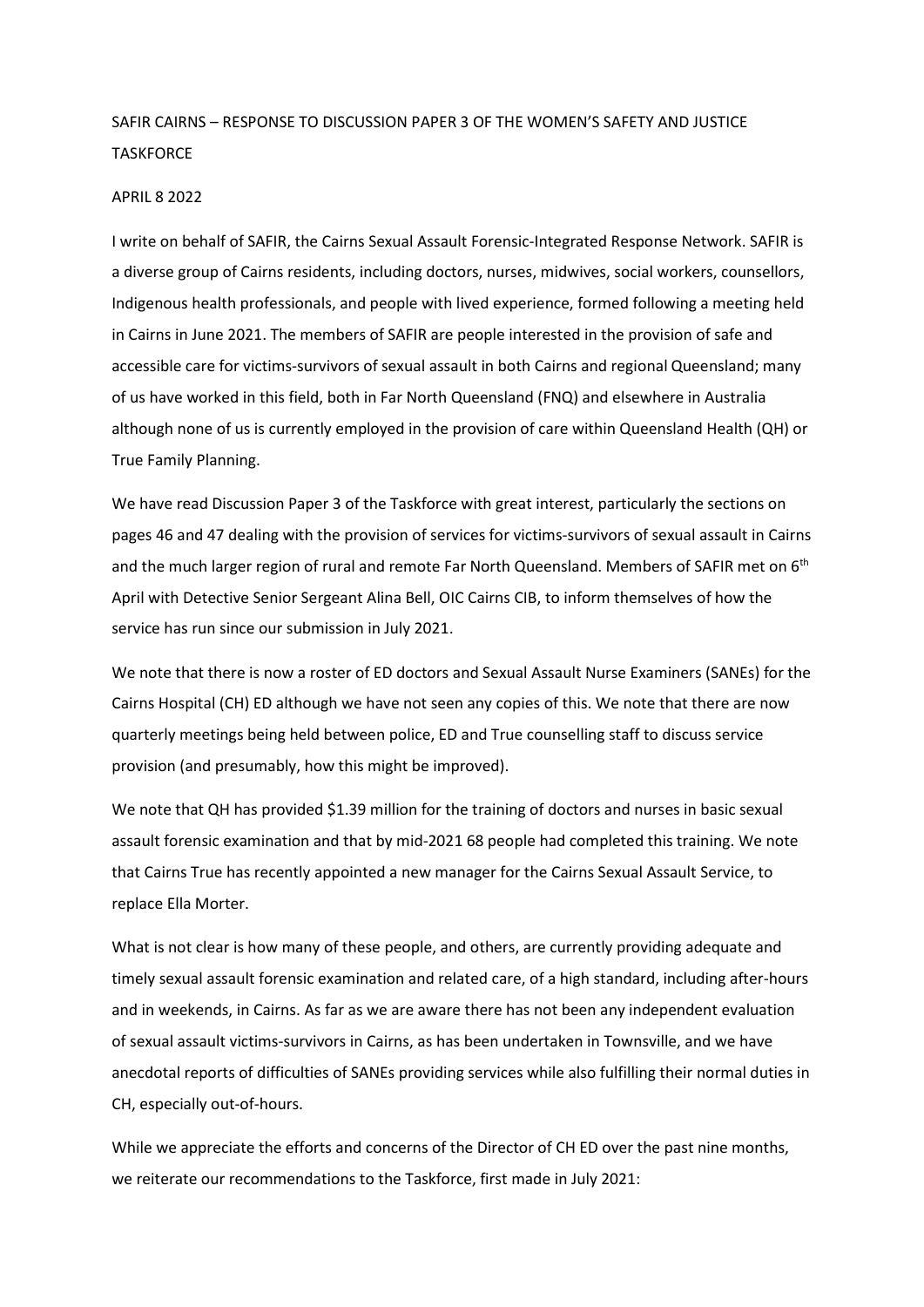SAFIR CAIRNS – RESPONSE TO DISCUSSION PAPER 3 OF THE WOMEN'S SAFETY AND JUSTICE TASKFORCE

APRIL 8 2022

I write on behalf of SAFIR, the Cairns Sexual Assault Forensic-Integrated Response Network. SAFIR is a diverse group of Cairns residents, including doctors, nurses, midwives, social workers, counsellors, Indigenous health professionals, and people with lived experience, formed following a meeting held in Cairns in June 2021. The members of SAFIR are people interested in the provision of safe and accessible care for victims-survivors of sexual assault in both Cairns and regional Queensland; many of us have worked in this field, both in Far North Queensland (FNQ) and elsewhere in Australia although none of us is currently employed in the provision of care within Queensland Health (QH) or True Family Planning.

We have read Discussion Paper 3 of the Taskforce with great interest, particularly the sections on pages 46 and 47 dealing with the provision of services for victims-survivors of sexual assault in Cairns and the much larger region of rural and remote Far North Queensland. Members of SAFIR met on 6th April with Detective Senior Sergeant Alina Bell, OIC Cairns CIB, to inform themselves of how the service has run since our submission in July 2021.

We note that there is now a roster of ED doctors and Sexual Assault Nurse Examiners (SANEs) for the Cairns Hospital (CH) ED although we have not seen any copies of this. We note that there are now quarterly meetings being held between police, ED and True counselling staff to discuss service provision (and presumably, how this might be improved).

We note that QH has provided $1.39 million for the training of doctors and nurses in basic sexual assault forensic examination and that by mid-2021 68 people had completed this training. We note that Cairns True has recently appointed a new manager for the Cairns Sexual Assault Service, to replace Ella Morter.

What is not clear is how many of these people, and others, are currently providing adequate and timely sexual assault forensic examination and related care, of a high standard, including after-hours and in weekends, in Cairns. As far as we are aware there has not been any independent evaluation of sexual assault victims-survivors in Cairns, as has been undertaken in Townsville, and we have anecdotal reports of difficulties of SANEs providing services while also fulfilling their normal duties in CH, especially out-of-hours.

While we appreciate the efforts and concerns of the Director of CH ED over the past nine months, we reiterate our recommendations to the Taskforce, first made in July 2021: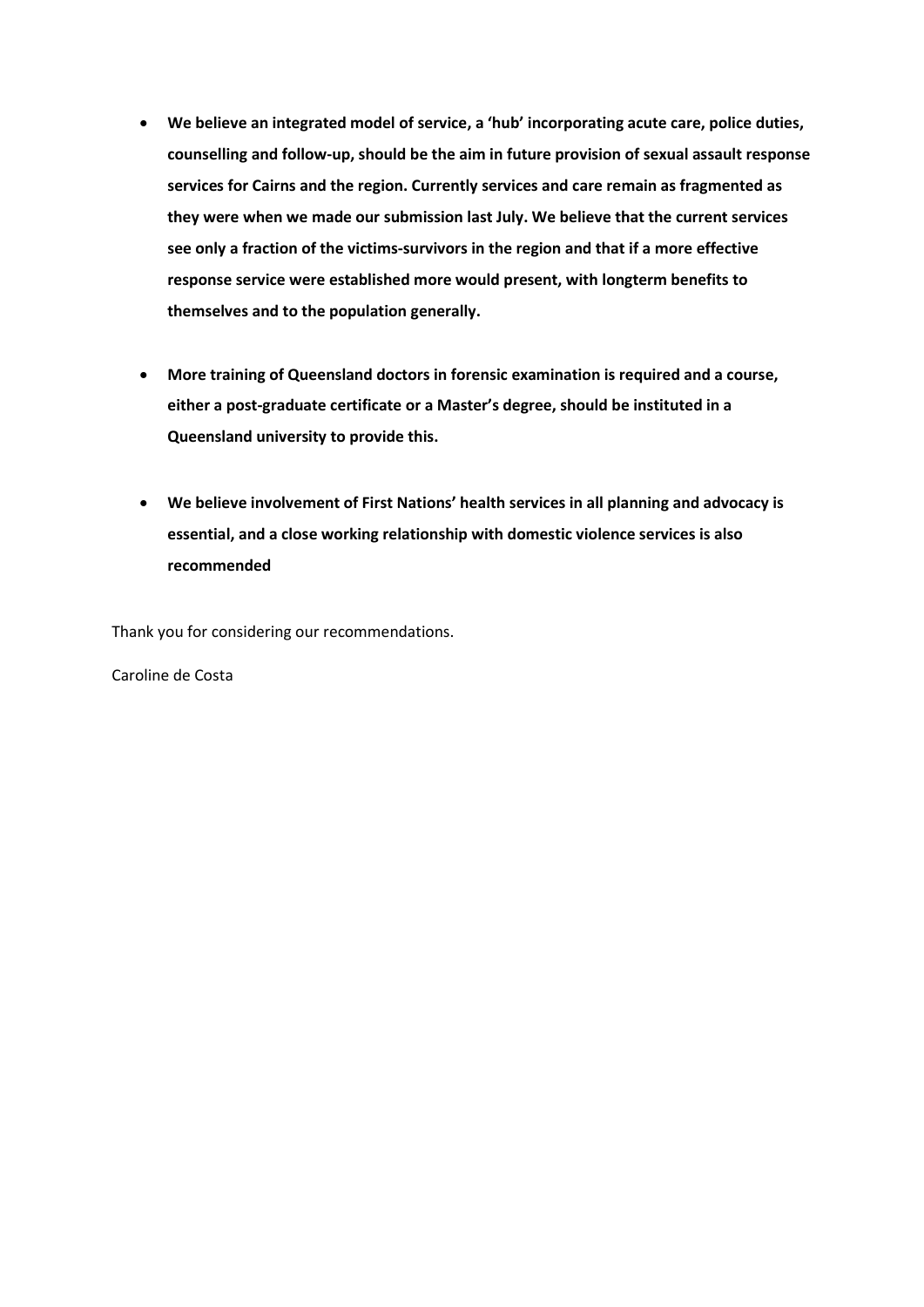- **We believe an integrated model of service, a 'hub' incorporating acute care, police duties, counselling and follow-up, should be the aim in future provision of sexual assault response services for Cairns and the region. Currently services and care remain as fragmented as they were when we made our submission last July. We believe that the current services see only a fraction of the victims-survivors in the region and that if a more effective response service were established more would present, with longterm benefits to themselves and to the population generally.**

- **More training of Queensland doctors in forensic examination is required and a course, either a post-graduate certificate or a Master's degree, should be instituted in a Queensland university to provide this.**

- **We believe involvement of First Nations' health services in all planning and advocacy is essential, and a close working relationship with domestic violence services is also recommended**

Thank you for considering our recommendations.

Caroline de Costa